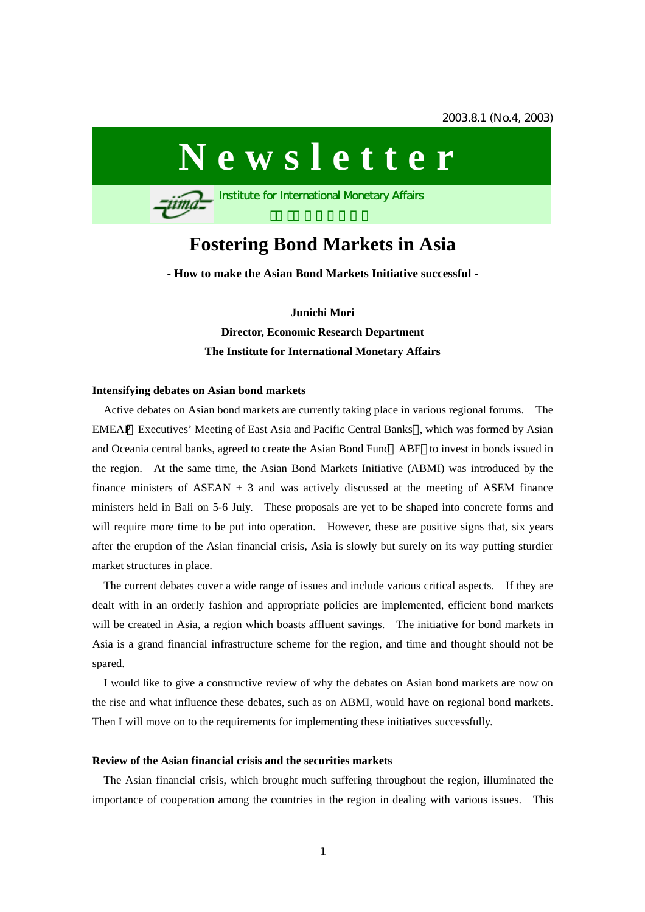2003.8.1 (No.4, 2003)

# Newsletter

Institute for International Monetary Affairs

# Fostering Bond Markets in Asia

**- How to make the Asian Bond Markets Initiative successful -**

**Junichi Mori**

**Director, Economic Research Department**

**The Institute for International Monetary Affairs**

## Intensifying debates on Asian bond markets

Active debates on Asian bond markets are currently taking place in various regional forums. The EMEAP（Executives' Meeting of East Asia and Pacific Central Banks）, which was formed by Asian and Oceania central banks, agreed to create the Asian Bond Fund（ABF）to invest in bonds issued in the region. At the same time, the Asian Bond Markets Initiative (ABMI) was introduced by the finance ministers of ASEAN + 3 and was actively discussed at the meeting of ASEM finance ministers held in Bali on 5-6 July. These proposals are yet to be shaped into concrete forms and will require more time to be put into operation. However, these are positive signs that, six years after the eruption of the Asian financial crisis, Asia is slowly but surely on its way putting sturdier market structures in place.

The current debates cover a wide range of issues and include various critical aspects. If they are dealt with in an orderly fashion and appropriate policies are implemented, efficient bond markets will be created in Asia, a region which boasts affluent savings. The initiative for bond markets in Asia is a grand financial infrastructure scheme for the region, and time and thought should not be spared.

I would like to give a constructive review of why the debates on Asian bond markets are now on the rise and what influence these debates, such as on ABMI, would have on regional bond markets. Then I will move on to the requirements for implementing these initiatives successfully.

## Review of the Asian financial crisis and the securities markets

The Asian financial crisis, which brought much suffering throughout the region, illuminated the importance of cooperation among the countries in the region in dealing with various issues. This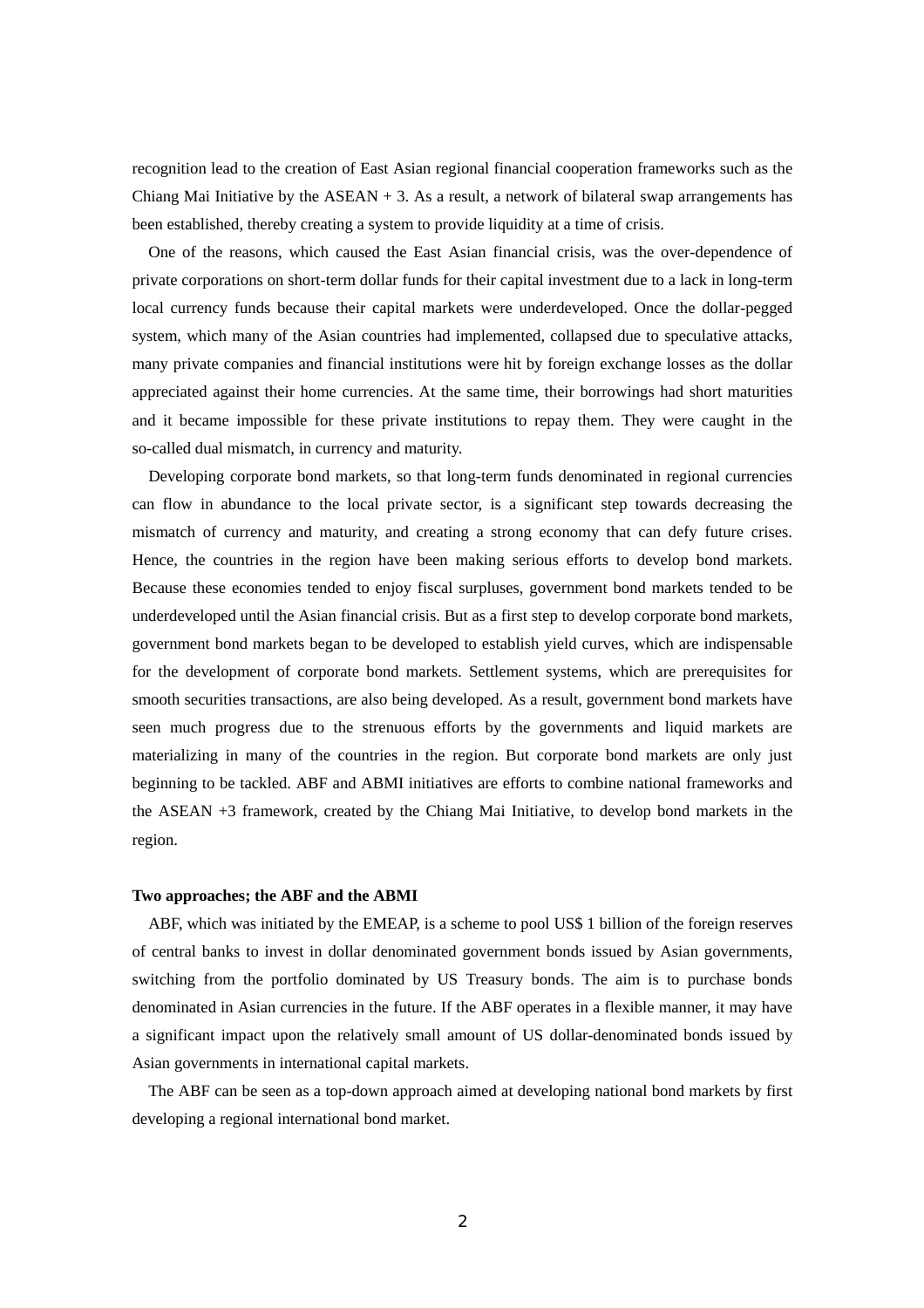recognition lead to the creation of East Asian regional financial cooperation frameworks such as the Chiang Mai Initiative by the ASEAN + 3. As a result, a network of bilateral swap arrangements has been established, thereby creating a system to provide liquidity at a time of crisis.

One of the reasons, which caused the East Asian financial crisis, was the over-dependence of private corporations on short-term dollar funds for their capital investment due to a lack in long-term local currency funds because their capital markets were underdeveloped. Once the dollar-pegged system, which many of the Asian countries had implemented, collapsed due to speculative attacks, many private companies and financial institutions were hit by foreign exchange losses as the dollar appreciated against their home currencies. At the same time, their borrowings had short maturities and it became impossible for these private institutions to repay them. They were caught in the so-called dual mismatch, in currency and maturity.

Developing corporate bond markets, so that long-term funds denominated in regional currencies can flow in abundance to the local private sector, is a significant step towards decreasing the mismatch of currency and maturity, and creating a strong economy that can defy future crises. Hence, the countries in the region have been making serious efforts to develop bond markets. Because these economies tended to enjoy fiscal surpluses, government bond markets tended to be underdeveloped until the Asian financial crisis. But as a first step to develop corporate bond markets, government bond markets began to be developed to establish yield curves, which are indispensable for the development of corporate bond markets. Settlement systems, which are prerequisites for smooth securities transactions, are also being developed. As a result, government bond markets have seen much progress due to the strenuous efforts by the governments and liquid markets are materializing in many of the countries in the region. But corporate bond markets are only just beginning to be tackled. ABF and ABMI initiatives are efforts to combine national frameworks and the ASEAN +3 framework, created by the Chiang Mai Initiative, to develop bond markets in the region.

**Two approaches; the ABF and the ABMI**

ABF, which was initiated by the EMEAP, is a scheme to pool US$ 1 billion of the foreign reserves of central banks to invest in dollar denominated government bonds issued by Asian governments, switching from the portfolio dominated by US Treasury bonds. The aim is to purchase bonds denominated in Asian currencies in the future. If the ABF operates in a flexible manner, it may have a significant impact upon the relatively small amount of US dollar-denominated bonds issued by Asian governments in international capital markets.

The ABF can be seen as a top-down approach aimed at developing national bond markets by first developing a regional international bond market.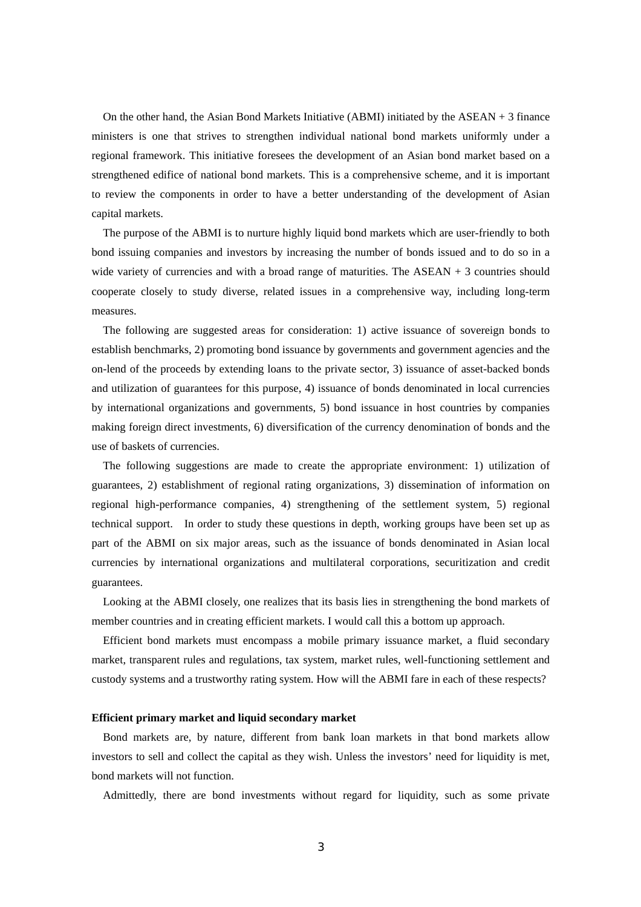On the other hand, the Asian Bond Markets Initiative (ABMI) initiated by the ASEAN + 3 finance ministers is one that strives to strengthen individual national bond markets uniformly under a regional framework. This initiative foresees the development of an Asian bond market based on a strengthened edifice of national bond markets. This is a comprehensive scheme, and it is important to review the components in order to have a better understanding of the development of Asian capital markets.

The purpose of the ABMI is to nurture highly liquid bond markets which are user-friendly to both bond issuing companies and investors by increasing the number of bonds issued and to do so in a wide variety of currencies and with a broad range of maturities. The ASEAN + 3 countries should cooperate closely to study diverse, related issues in a comprehensive way, including long-term measures.

The following are suggested areas for consideration: 1) active issuance of sovereign bonds to establish benchmarks, 2) promoting bond issuance by governments and government agencies and the on-lend of the proceeds by extending loans to the private sector, 3) issuance of asset-backed bonds and utilization of guarantees for this purpose, 4) issuance of bonds denominated in local currencies by international organizations and governments, 5) bond issuance in host countries by companies making foreign direct investments, 6) diversification of the currency denomination of bonds and the use of baskets of currencies.

The following suggestions are made to create the appropriate environment: 1) utilization of guarantees, 2) establishment of regional rating organizations, 3) dissemination of information on regional high-performance companies, 4) strengthening of the settlement system, 5) regional technical support. In order to study these questions in depth, working groups have been set up as part of the ABMI on six major areas, such as the issuance of bonds denominated in Asian local currencies by international organizations and multilateral corporations, securitization and credit guarantees.

Looking at the ABMI closely, one realizes that its basis lies in strengthening the bond markets of member countries and in creating efficient markets. I would call this a bottom up approach.

Efficient bond markets must encompass a mobile primary issuance market, a fluid secondary market, transparent rules and regulations, tax system, market rules, well-functioning settlement and custody systems and a trustworthy rating system. How will the ABMI fare in each of these respects?

**Efficient primary market and liquid secondary market**

Bond markets are, by nature, different from bank loan markets in that bond markets allow investors to sell and collect the capital as they wish. Unless the investors' need for liquidity is met, bond markets will not function.

Admittedly, there are bond investments without regard for liquidity, such as some private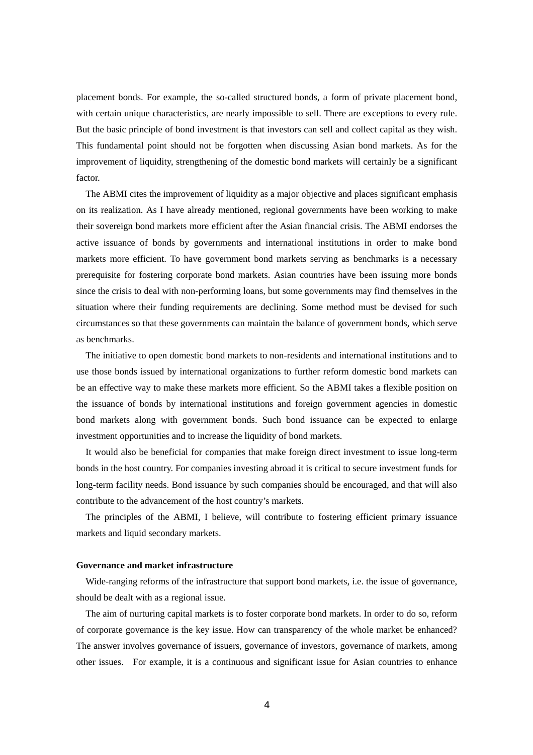placement bonds. For example, the so-called structured bonds, a form of private placement bond, with certain unique characteristics, are nearly impossible to sell. There are exceptions to every rule. But the basic principle of bond investment is that investors can sell and collect capital as they wish. This fundamental point should not be forgotten when discussing Asian bond markets. As for the improvement of liquidity, strengthening of the domestic bond markets will certainly be a significant factor.

The ABMI cites the improvement of liquidity as a major objective and places significant emphasis on its realization. As I have already mentioned, regional governments have been working to make their sovereign bond markets more efficient after the Asian financial crisis. The ABMI endorses the active issuance of bonds by governments and international institutions in order to make bond markets more efficient. To have government bond markets serving as benchmarks is a necessary prerequisite for fostering corporate bond markets. Asian countries have been issuing more bonds since the crisis to deal with non-performing loans, but some governments may find themselves in the situation where their funding requirements are declining. Some method must be devised for such circumstances so that these governments can maintain the balance of government bonds, which serve as benchmarks.

The initiative to open domestic bond markets to non-residents and international institutions and to use those bonds issued by international organizations to further reform domestic bond markets can be an effective way to make these markets more efficient. So the ABMI takes a flexible position on the issuance of bonds by international institutions and foreign government agencies in domestic bond markets along with government bonds. Such bond issuance can be expected to enlarge investment opportunities and to increase the liquidity of bond markets.

It would also be beneficial for companies that make foreign direct investment to issue long-term bonds in the host country. For companies investing abroad it is critical to secure investment funds for long-term facility needs. Bond issuance by such companies should be encouraged, and that will also contribute to the advancement of the host country's markets.

The principles of the ABMI, I believe, will contribute to fostering efficient primary issuance markets and liquid secondary markets.

**Governance and market infrastructure**

Wide-ranging reforms of the infrastructure that support bond markets, i.e. the issue of governance, should be dealt with as a regional issue.

The aim of nurturing capital markets is to foster corporate bond markets. In order to do so, reform of corporate governance is the key issue. How can transparency of the whole market be enhanced? The answer involves governance of issuers, governance of investors, governance of markets, among other issues. For example, it is a continuous and significant issue for Asian countries to enhance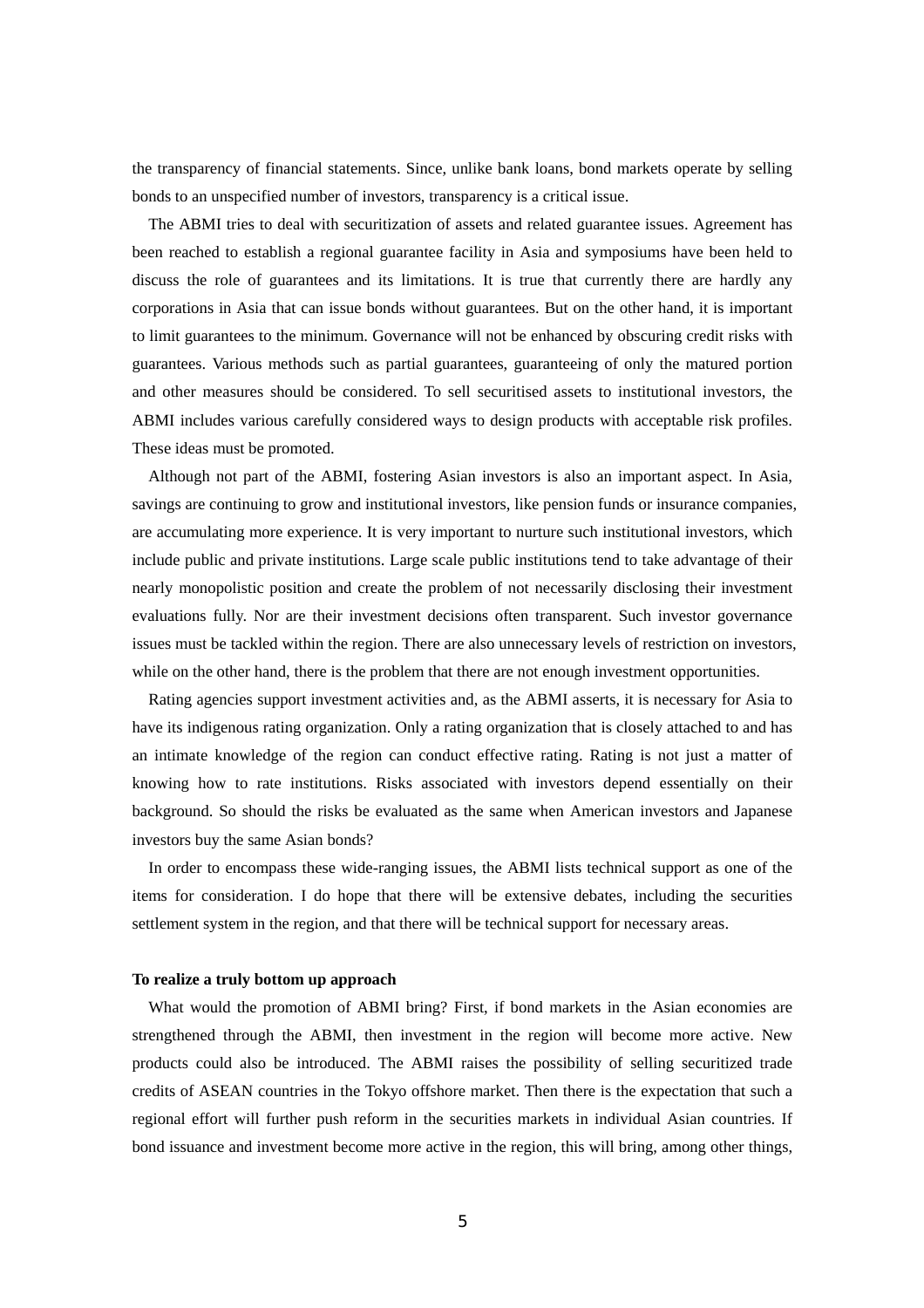the transparency of financial statements. Since, unlike bank loans, bond markets operate by selling bonds to an unspecified number of investors, transparency is a critical issue.

The ABMI tries to deal with securitization of assets and related guarantee issues. Agreement has been reached to establish a regional guarantee facility in Asia and symposiums have been held to discuss the role of guarantees and its limitations. It is true that currently there are hardly any corporations in Asia that can issue bonds without guarantees. But on the other hand, it is important to limit guarantees to the minimum. Governance will not be enhanced by obscuring credit risks with guarantees. Various methods such as partial guarantees, guaranteeing of only the matured portion and other measures should be considered. To sell securitised assets to institutional investors, the ABMI includes various carefully considered ways to design products with acceptable risk profiles. These ideas must be promoted.

Although not part of the ABMI, fostering Asian investors is also an important aspect. In Asia, savings are continuing to grow and institutional investors, like pension funds or insurance companies, are accumulating more experience. It is very important to nurture such institutional investors, which include public and private institutions. Large scale public institutions tend to take advantage of their nearly monopolistic position and create the problem of not necessarily disclosing their investment evaluations fully. Nor are their investment decisions often transparent. Such investor governance issues must be tackled within the region. There are also unnecessary levels of restriction on investors, while on the other hand, there is the problem that there are not enough investment opportunities.

Rating agencies support investment activities and, as the ABMI asserts, it is necessary for Asia to have its indigenous rating organization. Only a rating organization that is closely attached to and has an intimate knowledge of the region can conduct effective rating. Rating is not just a matter of knowing how to rate institutions. Risks associated with investors depend essentially on their background. So should the risks be evaluated as the same when American investors and Japanese investors buy the same Asian bonds?

In order to encompass these wide-ranging issues, the ABMI lists technical support as one of the items for consideration. I do hope that there will be extensive debates, including the securities settlement system in the region, and that there will be technical support for necessary areas.

**To realize a truly bottom up approach**

What would the promotion of ABMI bring? First, if bond markets in the Asian economies are strengthened through the ABMI, then investment in the region will become more active. New products could also be introduced. The ABMI raises the possibility of selling securitized trade credits of ASEAN countries in the Tokyo offshore market. Then there is the expectation that such a regional effort will further push reform in the securities markets in individual Asian countries. If bond issuance and investment become more active in the region, this will bring, among other things,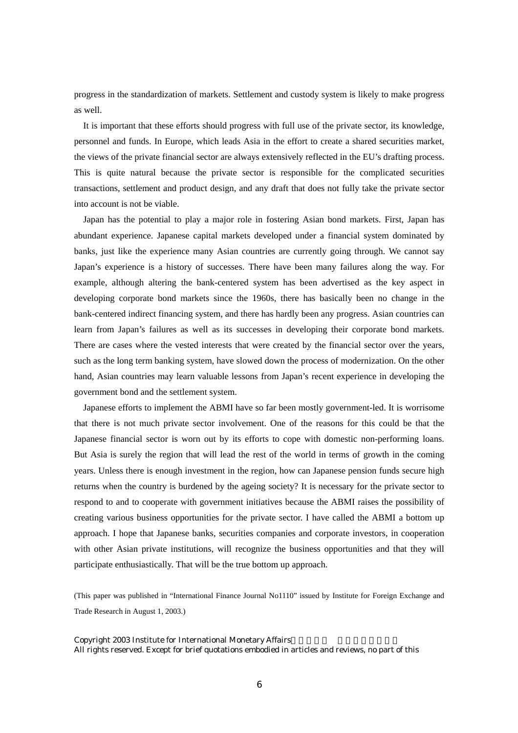progress in the standardization of markets. Settlement and custody system is likely to make progress as well.

It is important that these efforts should progress with full use of the private sector, its knowledge, personnel and funds. In Europe, which leads Asia in the effort to create a shared securities market, the views of the private financial sector are always extensively reflected in the EU's drafting process. This is quite natural because the private sector is responsible for the complicated securities transactions, settlement and product design, and any draft that does not fully take the private sector into account is not be viable.

Japan has the potential to play a major role in fostering Asian bond markets. First, Japan has abundant experience. Japanese capital markets developed under a financial system dominated by banks, just like the experience many Asian countries are currently going through. We cannot say Japan's experience is a history of successes. There have been many failures along the way. For example, although altering the bank-centered system has been advertised as the key aspect in developing corporate bond markets since the 1960s, there has basically been no change in the bank-centered indirect financing system, and there has hardly been any progress. Asian countries can learn from Japan's failures as well as its successes in developing their corporate bond markets. There are cases where the vested interests that were created by the financial sector over the years, such as the long term banking system, have slowed down the process of modernization. On the other hand, Asian countries may learn valuable lessons from Japan's recent experience in developing the government bond and the settlement system.

Japanese efforts to implement the ABMI have so far been mostly government-led. It is worrisome that there is not much private sector involvement. One of the reasons for this could be that the Japanese financial sector is worn out by its efforts to cope with domestic non-performing loans. But Asia is surely the region that will lead the rest of the world in terms of growth in the coming years. Unless there is enough investment in the region, how can Japanese pension funds secure high returns when the country is burdened by the ageing society? It is necessary for the private sector to respond to and to cooperate with government initiatives because the ABMI raises the possibility of creating various business opportunities for the private sector. I have called the ABMI a bottom up approach. I hope that Japanese banks, securities companies and corporate investors, in cooperation with other Asian private institutions, will recognize the business opportunities and that they will participate enthusiastically. That will be the true bottom up approach.

(This paper was published in "International Finance Journal No1110" issued by Institute for Foreign Exchange and Trade Research in August 1, 2003.)

Copyright 2003 Institute for International Monetary Affairs
All rights reserved. Except for brief quotations embodied in articles and reviews, no part of this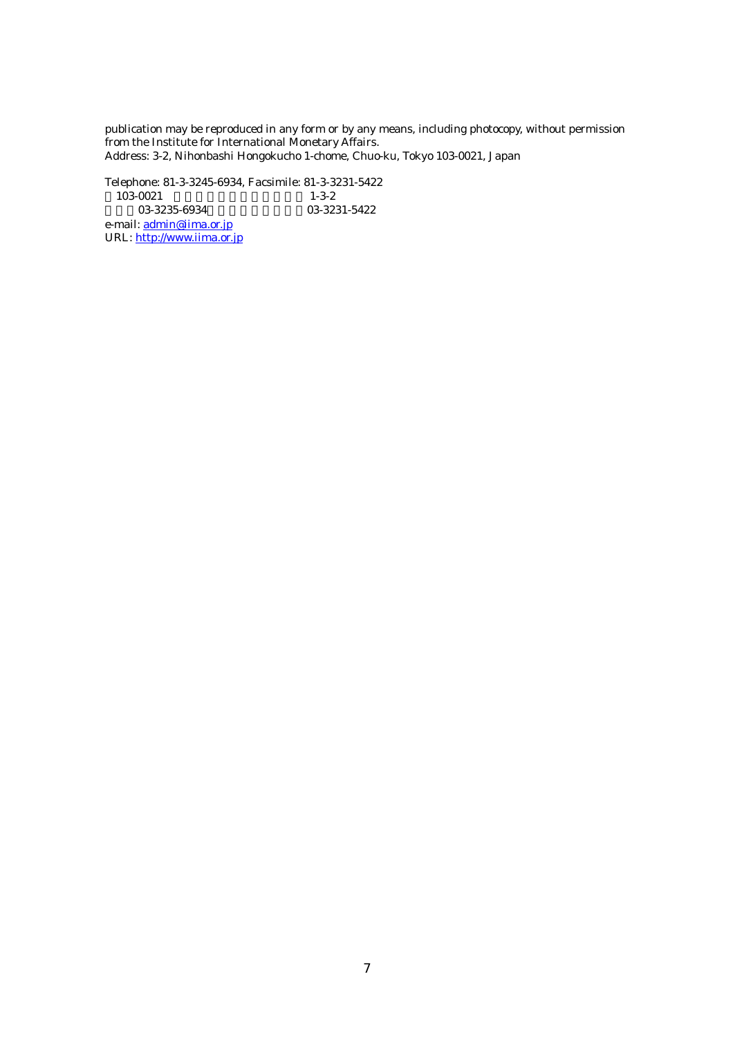publication may be reproduced in any form or by any means, including photocopy, without permission from the Institute for International Monetary Affairs.
Address: 3-2, Nihonbashi Hongokucho 1-chome, Chuo-ku, Tokyo 103-0021, Japan

Telephone: 81-3-3245-6934, Facsimile: 81-3-3231-5422
103-0021 1-3-2
03-3235-6934 03-3231-5422
e-mail: admin@iima.or.jp
URL: http://www.iima.or.jp